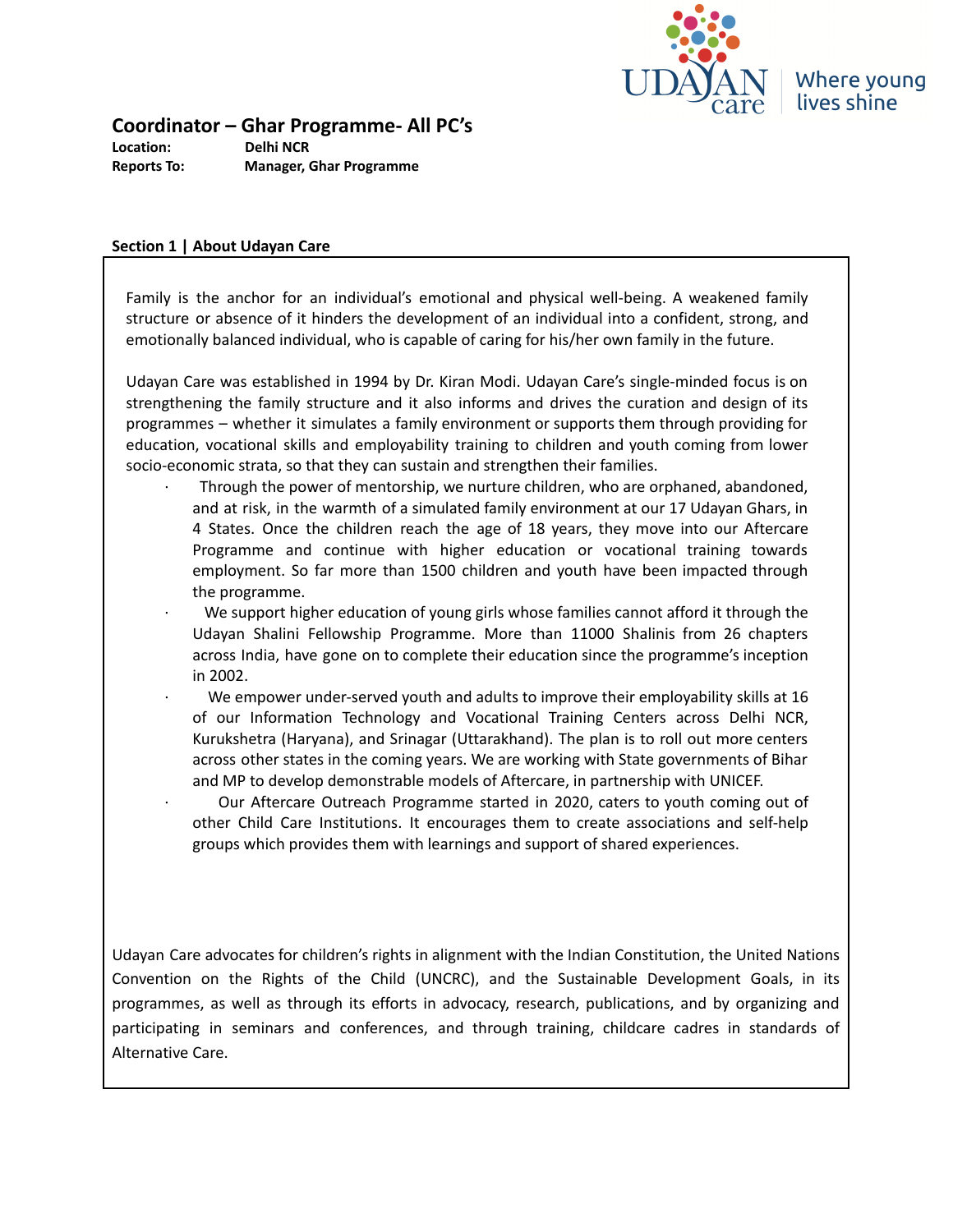## Coordinator – Ghar Programme- All PC's

**Location:** Delhi NCR
**Reports To:** Manager, Ghar Programme

**Section 1 | About Udayan Care**

Family is the anchor for an individual's emotional and physical well-being. A weakened family structure or absence of it hinders the development of an individual into a confident, strong, and emotionally balanced individual, who is capable of caring for his/her own family in the future.

Udayan Care was established in 1994 by Dr. Kiran Modi. Udayan Care's single-minded focus is on strengthening the family structure and it also informs and drives the curation and design of its programmes – whether it simulates a family environment or supports them through providing for education, vocational skills and employability training to children and youth coming from lower socio-economic strata, so that they can sustain and strengthen their families.

- Through the power of mentorship, we nurture children, who are orphaned, abandoned, and at risk, in the warmth of a simulated family environment at our 17 Udayan Ghars, in 4 States. Once the children reach the age of 18 years, they move into our Aftercare Programme and continue with higher education or vocational training towards employment. So far more than 1500 children and youth have been impacted through the programme.
- We support higher education of young girls whose families cannot afford it through the Udayan Shalini Fellowship Programme. More than 11000 Shalinis from 26 chapters across India, have gone on to complete their education since the programme's inception in 2002.
- We empower under-served youth and adults to improve their employability skills at 16 of our Information Technology and Vocational Training Centers across Delhi NCR, Kurukshetra (Haryana), and Srinagar (Uttarakhand). The plan is to roll out more centers across other states in the coming years. We are working with State governments of Bihar and MP to develop demonstrable models of Aftercare, in partnership with UNICEF.
- Our Aftercare Outreach Programme started in 2020, caters to youth coming out of other Child Care Institutions. It encourages them to create associations and self-help groups which provides them with learnings and support of shared experiences.

Udayan Care advocates for children's rights in alignment with the Indian Constitution, the United Nations Convention on the Rights of the Child (UNCRC), and the Sustainable Development Goals, in its programmes, as well as through its efforts in advocacy, research, publications, and by organizing and participating in seminars and conferences, and through training, childcare cadres in standards of Alternative Care.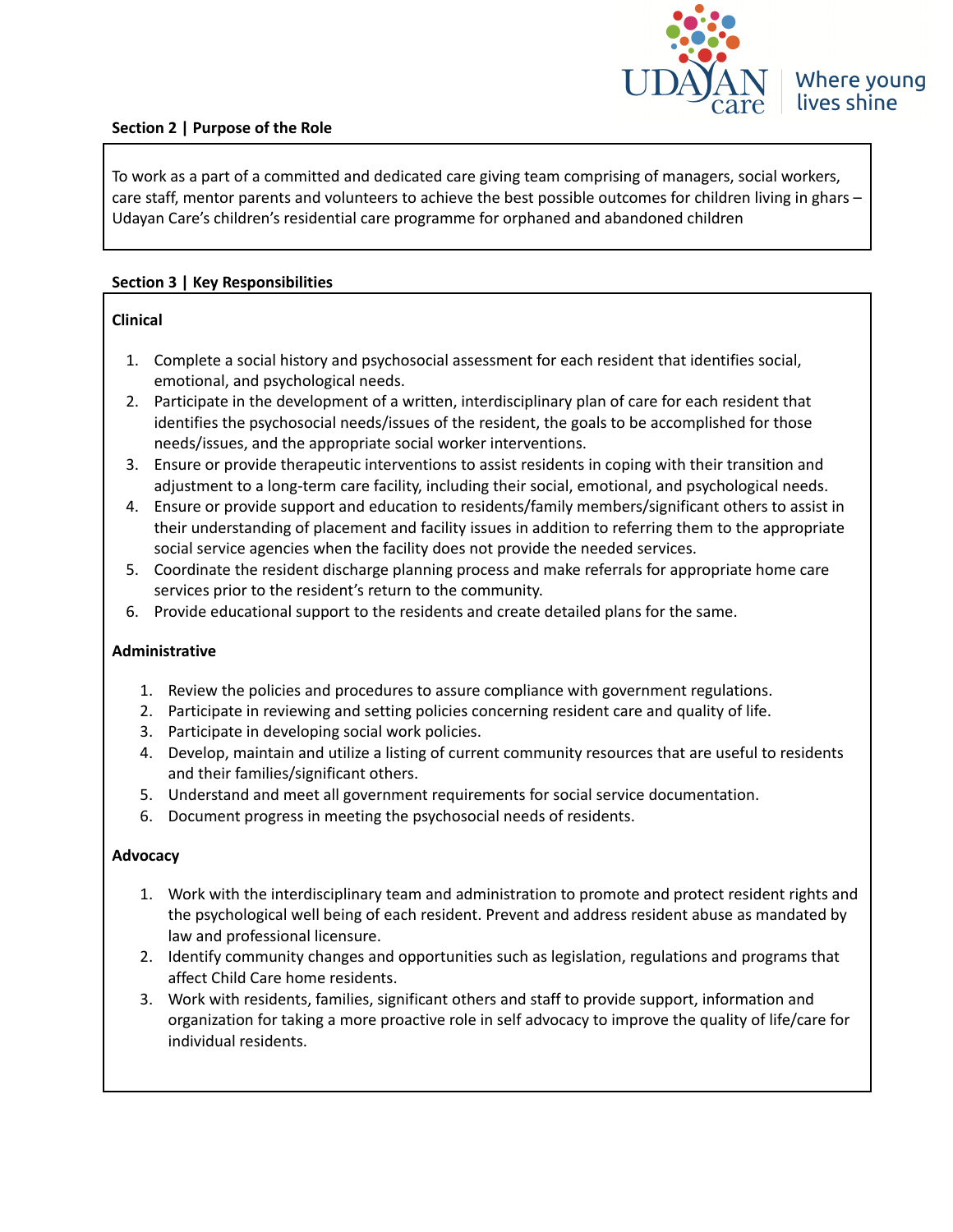## Section 2 | Purpose of the Role

To work as a part of a committed and dedicated care giving team comprising of managers, social workers, care staff, mentor parents and volunteers to achieve the best possible outcomes for children living in ghars – Udayan Care's children's residential care programme for orphaned and abandoned children

## Section 3 | Key Responsibilities

**Clinical**

1. Complete a social history and psychosocial assessment for each resident that identifies social, emotional, and psychological needs.
2. Participate in the development of a written, interdisciplinary plan of care for each resident that identifies the psychosocial needs/issues of the resident, the goals to be accomplished for those needs/issues, and the appropriate social worker interventions.
3. Ensure or provide therapeutic interventions to assist residents in coping with their transition and adjustment to a long-term care facility, including their social, emotional, and psychological needs.
4. Ensure or provide support and education to residents/family members/significant others to assist in their understanding of placement and facility issues in addition to referring them to the appropriate social service agencies when the facility does not provide the needed services.
5. Coordinate the resident discharge planning process and make referrals for appropriate home care services prior to the resident's return to the community.
6. Provide educational support to the residents and create detailed plans for the same.

**Administrative**

1. Review the policies and procedures to assure compliance with government regulations.
2. Participate in reviewing and setting policies concerning resident care and quality of life.
3. Participate in developing social work policies.
4. Develop, maintain and utilize a listing of current community resources that are useful to residents and their families/significant others.
5. Understand and meet all government requirements for social service documentation.
6. Document progress in meeting the psychosocial needs of residents.

**Advocacy**

1. Work with the interdisciplinary team and administration to promote and protect resident rights and the psychological well being of each resident. Prevent and address resident abuse as mandated by law and professional licensure.
2. Identify community changes and opportunities such as legislation, regulations and programs that affect Child Care home residents.
3. Work with residents, families, significant others and staff to provide support, information and organization for taking a more proactive role in self advocacy to improve the quality of life/care for individual residents.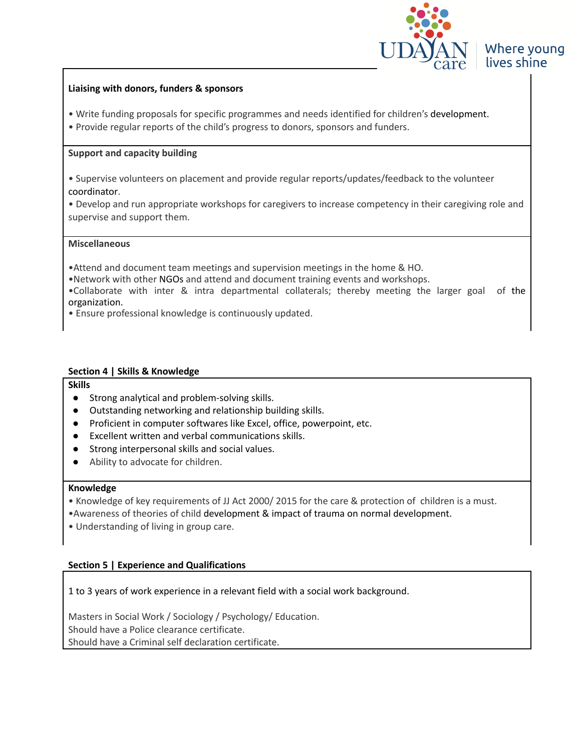**Liaising with donors, funders & sponsors**

• Write funding proposals for specific programmes and needs identified for children's development.
• Provide regular reports of the child's progress to donors, sponsors and funders.

**Support and capacity building**

• Supervise volunteers on placement and provide regular reports/updates/feedback to the volunteer coordinator.
• Develop and run appropriate workshops for caregivers to increase competency in their caregiving role and supervise and support them.

**Miscellaneous**

•Attend and document team meetings and supervision meetings in the home & HO.
•Network with other NGOs and attend and document training events and workshops.
•Collaborate with inter & intra departmental collaterals; thereby meeting the larger goal of the organization.
• Ensure professional knowledge is continuously updated.

## Section 4 | Skills & Knowledge

**Skills**

- Strong analytical and problem-solving skills.
- Outstanding networking and relationship building skills.
- Proficient in computer softwares like Excel, office, powerpoint, etc.
- Excellent written and verbal communications skills.
- Strong interpersonal skills and social values.
- Ability to advocate for children.

**Knowledge**

• Knowledge of key requirements of JJ Act 2000/ 2015 for the care & protection of children is a must.
•Awareness of theories of child development & impact of trauma on normal development.
• Understanding of living in group care.

## Section 5 | Experience and Qualifications

1 to 3 years of work experience in a relevant field with a social work background.

Masters in Social Work / Sociology / Psychology/ Education.
Should have a Police clearance certificate.
Should have a Criminal self declaration certificate.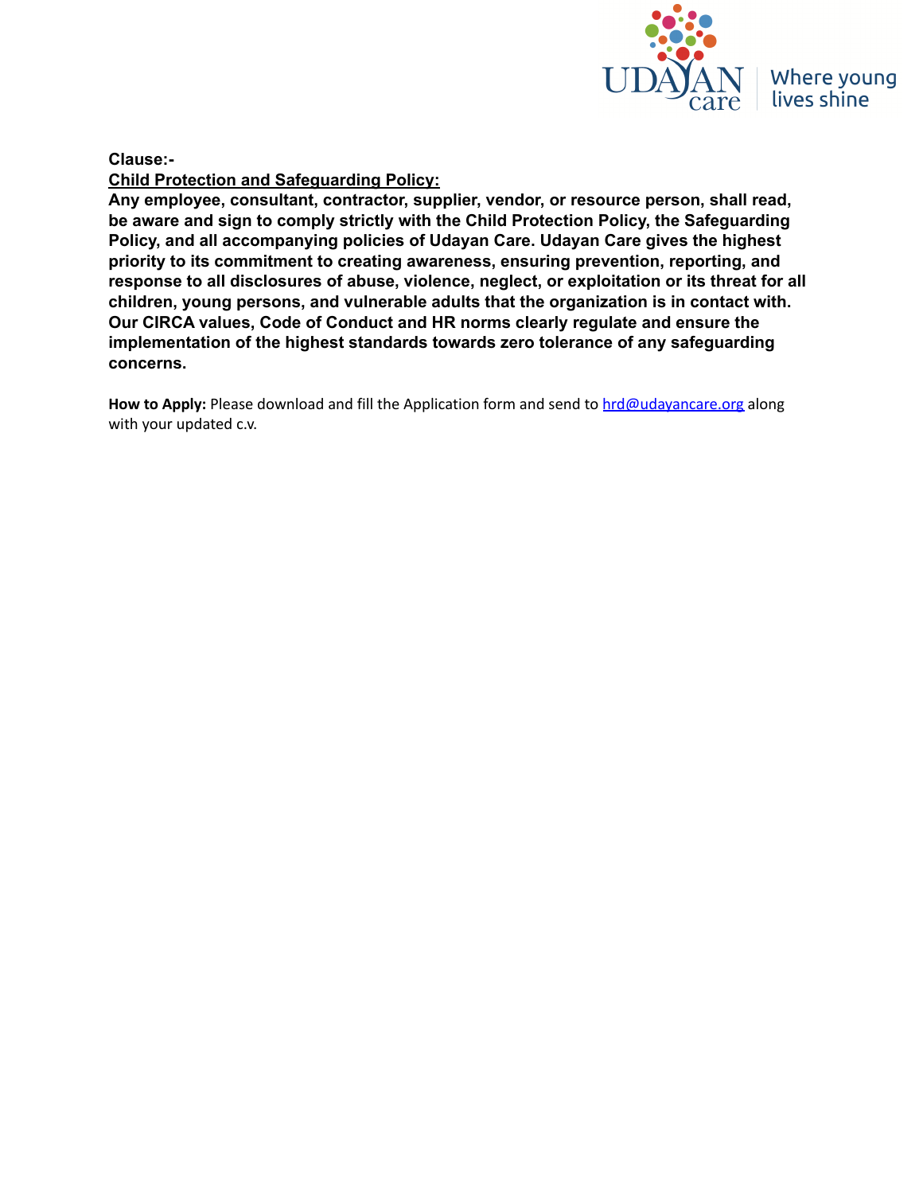**Clause:-**

**Child Protection and Safeguarding Policy:**

**Any employee, consultant, contractor, supplier, vendor, or resource person, shall read, be aware and sign to comply strictly with the Child Protection Policy, the Safeguarding Policy, and all accompanying policies of Udayan Care. Udayan Care gives the highest priority to its commitment to creating awareness, ensuring prevention, reporting, and response to all disclosures of abuse, violence, neglect, or exploitation or its threat for all children, young persons, and vulnerable adults that the organization is in contact with. Our CIRCA values, Code of Conduct and HR norms clearly regulate and ensure the implementation of the highest standards towards zero tolerance of any safeguarding concerns.**

**How to Apply:** Please download and fill the Application form and send to hrd@udayancare.org along with your updated c.v.